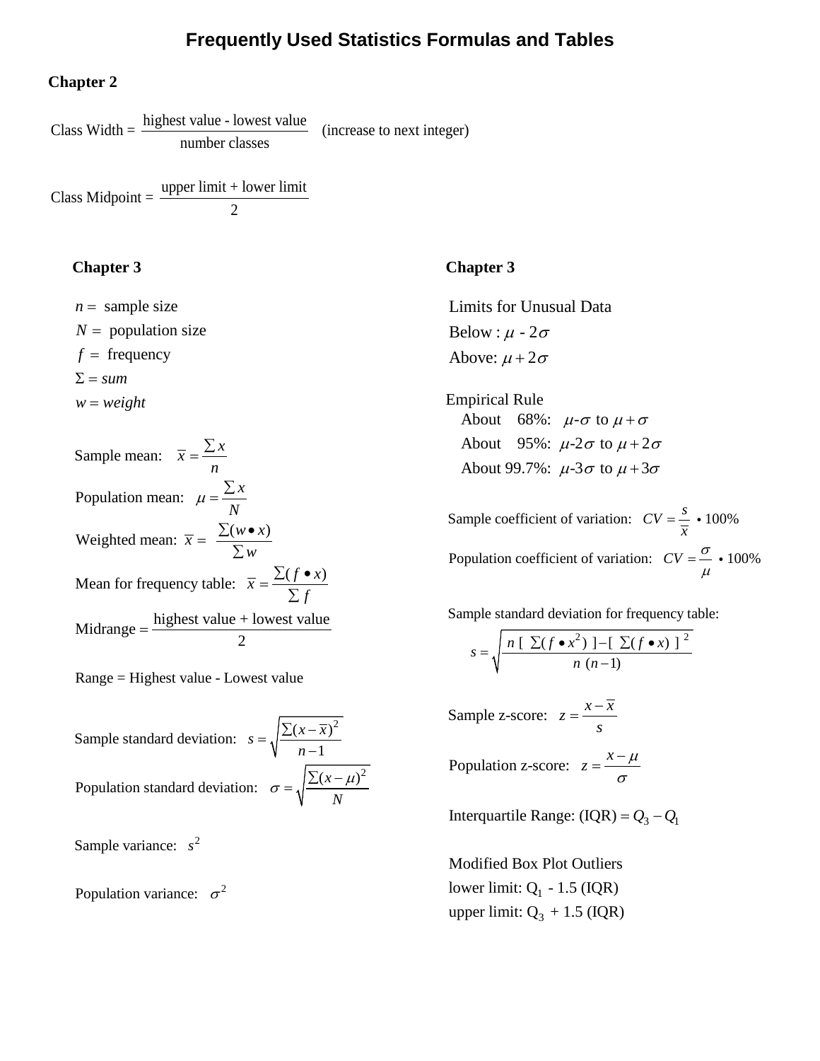# Frequently Used Statistics Formulas and Tables

## Chapter 2

$$\text{Class Width} = \frac{\text{highest value - lowest value}}{\text{number classes}} \quad \text{(increase to next integer)}$$

$$\text{Class Midpoint} = \frac{\text{upper limit + lower limit}}{2}$$

## Chapter 3

$n =$ sample size

$N =$ population size

$f =$ frequency

$\Sigma = sum$

$w = weight$

Sample mean: $\bar{x} = \dfrac{\sum x}{n}$

Population mean: $\mu = \dfrac{\sum x}{N}$

Weighted mean: $\bar{x} = \dfrac{\sum (w \bullet x)}{\sum w}$

Mean for frequency table: $\bar{x} = \dfrac{\sum (f \bullet x)}{\sum f}$

$$\text{Midrange} = \frac{\text{highest value + lowest value}}{2}$$

Range = Highest value - Lowest value

Sample standard deviation: $s = \sqrt{\dfrac{\sum (x - \bar{x})^2}{n - 1}}$

Population standard deviation: $\sigma = \sqrt{\dfrac{\sum (x - \mu)^2}{N}}$

Sample variance: $s^2$

Population variance: $\sigma^2$

## Chapter 3

Limits for Unusual Data

Below : $\mu$ - $2\sigma$

Above: $\mu + 2\sigma$

Empirical Rule

- About 68%: $\mu$-$\sigma$ to $\mu + \sigma$
- About 95%: $\mu$-$2\sigma$ to $\mu + 2\sigma$
- About 99.7%: $\mu$-$3\sigma$ to $\mu + 3\sigma$

Sample coefficient of variation: $CV = \dfrac{s}{\bar{x}} \bullet 100\%$

Population coefficient of variation: $CV = \dfrac{\sigma}{\mu} \bullet 100\%$

Sample standard deviation for frequency table:

$$s = \sqrt{\frac{n\ [\ \sum (f \bullet x^2)\ ] - [\ \sum (f \bullet x)\ ]^2}{n\ (n-1)}}$$

Sample z-score: $z = \dfrac{x - \bar{x}}{s}$

Population z-score: $z = \dfrac{x - \mu}{\sigma}$

Interquartile Range: $(\text{IQR}) = Q_3 - Q_1$

Modified Box Plot Outliers

lower limit: $Q_1$ - 1.5 (IQR)

upper limit: $Q_3$ + 1.5 (IQR)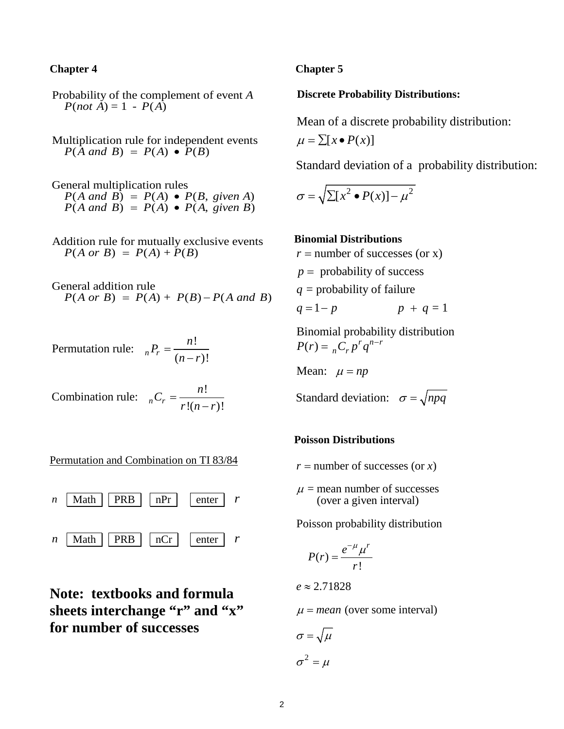## Chapter 4

Probability of the complement of event $A$

$P(not\ A) = 1 - P(A)$

Multiplication rule for independent events

$P(A\ and\ B) = P(A) \bullet P(B)$

General multiplication rules

$P(A\ and\ B) = P(A) \bullet P(B,\ given\ A)$

$P(A\ and\ B) = P(A) \bullet P(A,\ given\ B)$

Addition rule for mutually exclusive events

$P(A\ or\ B) = P(A) + P(B)$

General addition rule

$P(A\ or\ B) = P(A) + P(B) - P(A\ and\ B)$

Permutation rule: $_nP_r = \dfrac{n!}{(n-r)!}$

Combination rule: $_nC_r = \dfrac{n!}{r!(n-r)!}$

Permutation and Combination on TI 83/84

$n$ [Math] [PRB] [nPr] [enter] $r$

$n$ [Math] [PRB] [nCr] [enter] $r$

**Note: textbooks and formula sheets interchange "r" and "x" for number of successes**

## Chapter 5

**Discrete Probability Distributions:**

Mean of a discrete probability distribution:

$\mu = \sum[x \bullet P(x)]$

Standard deviation of a probability distribution:

$\sigma = \sqrt{\sum[x^2 \bullet P(x)] - \mu^2}$

**Binomial Distributions**

$r$ = number of successes (or x)

$p$ = probability of success

$q$ = probability of failure

$q = 1 - p$ $\quad\quad$ $p + q = 1$

Binomial probability distribution

$P(r) = {_nC_r}\, p^r q^{n-r}$

Mean: $\mu = np$

Standard deviation: $\sigma = \sqrt{npq}$

**Poisson Distributions**

$r$ = number of successes (or $x$)

$\mu$ = mean number of successes (over a given interval)

Poisson probability distribution

$$P(r) = \frac{e^{-\mu}\mu^r}{r!}$$

$e \approx 2.71828$

$\mu = mean$ (over some interval)

$\sigma = \sqrt{\mu}$

$\sigma^2 = \mu$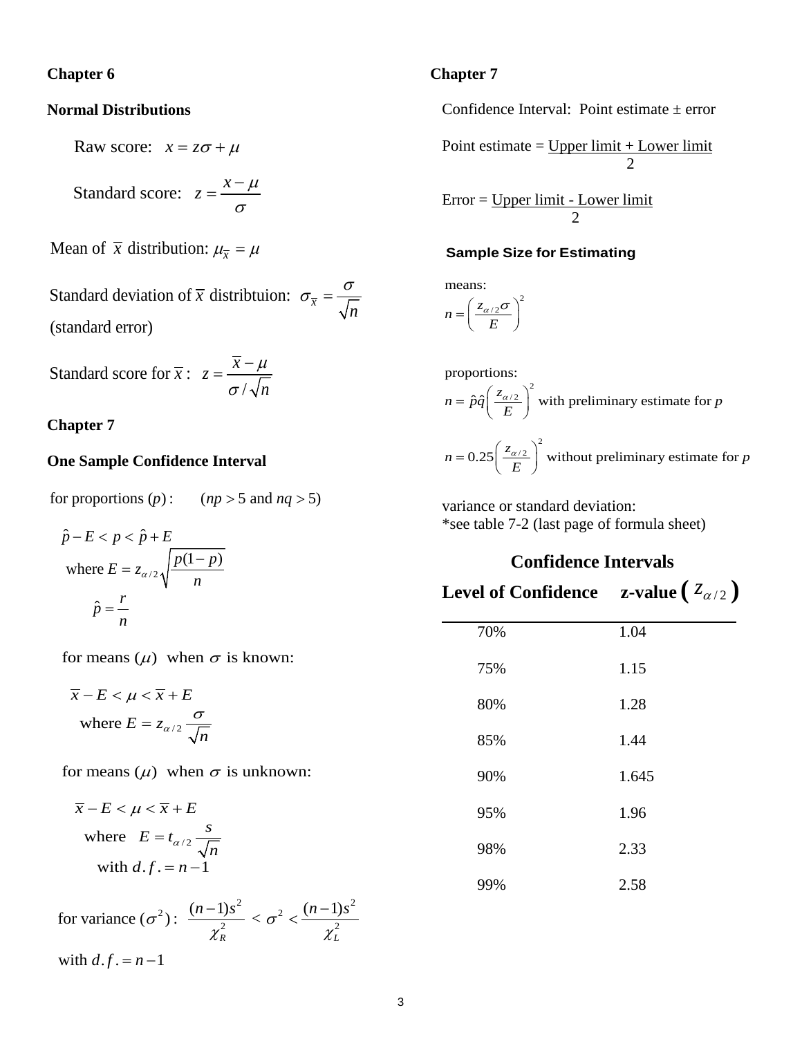### Chapter 6

**Normal Distributions**

Raw score: $x = z\sigma + \mu$

Standard score: $z = \dfrac{x-\mu}{\sigma}$

Mean of $\bar{x}$ distribution: $\mu_{\bar{x}} = \mu$

Standard deviation of $\bar{x}$ distribtuion: $\sigma_{\bar{x}} = \dfrac{\sigma}{\sqrt{n}}$
(standard error)

Standard score for $\bar{x}$: $z = \dfrac{\bar{x}-\mu}{\sigma/\sqrt{n}}$

### Chapter 7

**One Sample Confidence Interval**

for proportions $(p)$: $\quad (np > 5$ and $nq > 5)$

$$\hat{p} - E < p < \hat{p} + E$$

where $E = z_{\alpha/2}\sqrt{\dfrac{p(1-p)}{n}}$

$\hat{p} = \dfrac{r}{n}$

for means $(\mu)$ when $\sigma$ is known:

$$\bar{x} - E < \mu < \bar{x} + E$$

where $E = z_{\alpha/2}\dfrac{\sigma}{\sqrt{n}}$

for means $(\mu)$ when $\sigma$ is unknown:

$$\bar{x} - E < \mu < \bar{x} + E$$

where $E = t_{\alpha/2}\dfrac{s}{\sqrt{n}}$
with $d.f. = n-1$

for variance $(\sigma^2)$: $\dfrac{(n-1)s^2}{\chi_R^2} < \sigma^2 < \dfrac{(n-1)s^2}{\chi_L^2}$

with $d.f. = n-1$

### Chapter 7

Confidence Interval: Point estimate ± error

Point estimate = $\dfrac{\text{Upper limit + Lower limit}}{2}$

Error = $\dfrac{\text{Upper limit - Lower limit}}{2}$

**Sample Size for Estimating**

means:

$$n = \left(\frac{z_{\alpha/2}\sigma}{E}\right)^2$$

proportions:

$n = \hat{p}\hat{q}\left(\dfrac{z_{\alpha/2}}{E}\right)^2$ with preliminary estimate for $p$

$n = 0.25\left(\dfrac{z_{\alpha/2}}{E}\right)^2$ without preliminary estimate for $p$

variance or standard deviation:
*see table 7-2 (last page of formula sheet)

**Confidence Intervals**

| Level of Confidence | z-value $(z_{\alpha/2})$ |
|---|---|
| 70% | 1.04 |
| 75% | 1.15 |
| 80% | 1.28 |
| 85% | 1.44 |
| 90% | 1.645 |
| 95% | 1.96 |
| 98% | 2.33 |
| 99% | 2.58 |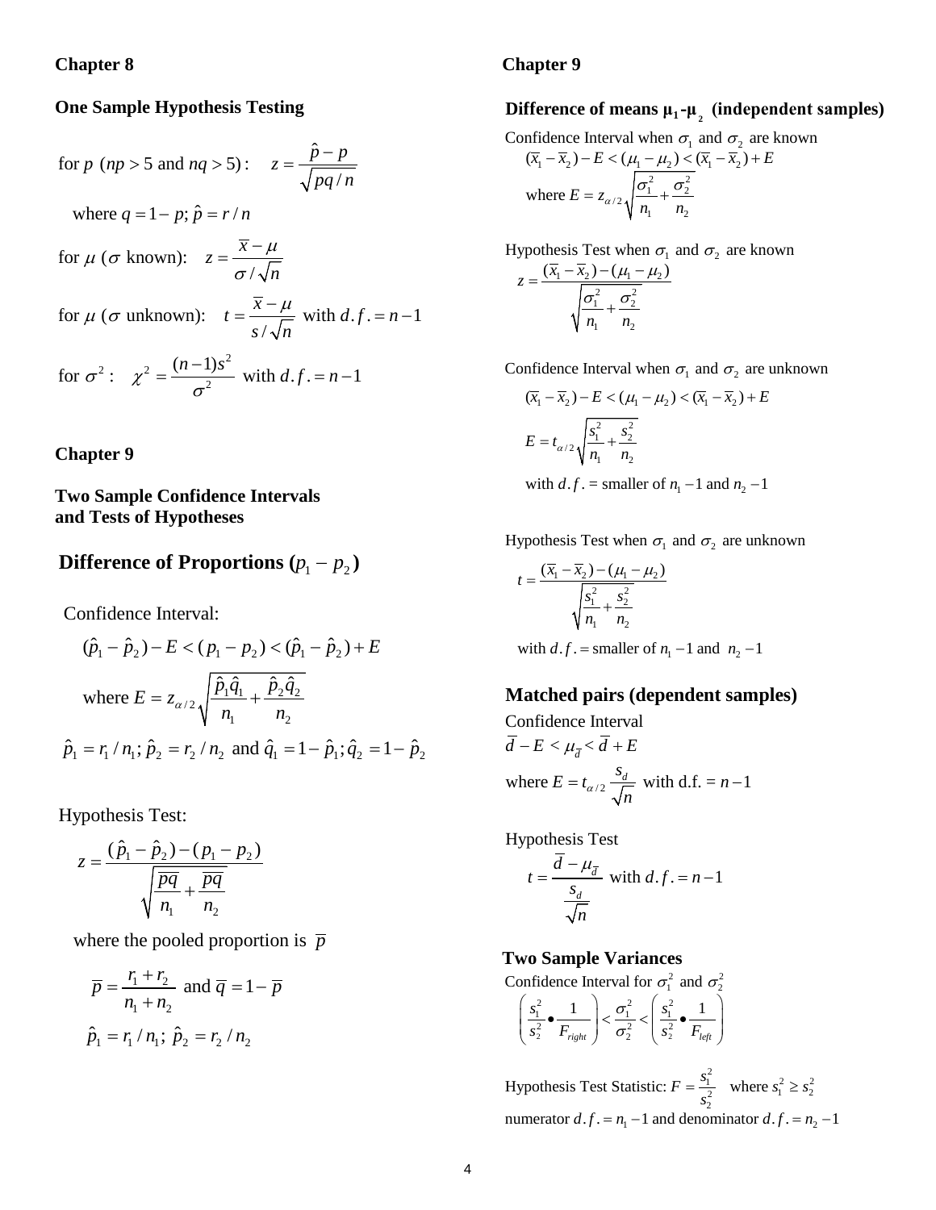## Chapter 8

### One Sample Hypothesis Testing

for $p$ ($np > 5$ and $nq > 5$): $\quad z = \dfrac{\hat{p} - p}{\sqrt{pq/n}}$

where $q = 1 - p; \hat{p} = r/n$

for $\mu$ ($\sigma$ known): $\quad z = \dfrac{\overline{x} - \mu}{\sigma / \sqrt{n}}$

for $\mu$ ($\sigma$ unknown): $\quad t = \dfrac{\overline{x} - \mu}{s / \sqrt{n}}$ with $d.f. = n - 1$

for $\sigma^2$: $\quad \chi^2 = \dfrac{(n-1)s^2}{\sigma^2}$ with $d.f. = n - 1$

## Chapter 9

### Two Sample Confidence Intervals and Tests of Hypotheses

### Difference of Proportions $(p_1 - p_2)$

Confidence Interval:

$$(\hat{p}_1 - \hat{p}_2) - E < (p_1 - p_2) < (\hat{p}_1 - \hat{p}_2) + E$$

where $E = z_{\alpha/2}\sqrt{\dfrac{\hat{p}_1\hat{q}_1}{n_1} + \dfrac{\hat{p}_2\hat{q}_2}{n_2}}$

$\hat{p}_1 = r_1/n_1; \hat{p}_2 = r_2/n_2$ and $\hat{q}_1 = 1 - \hat{p}_1; \hat{q}_2 = 1 - \hat{p}_2$

Hypothesis Test:

$$z = \frac{(\hat{p}_1 - \hat{p}_2) - (p_1 - p_2)}{\sqrt{\dfrac{\overline{p}\overline{q}}{n_1} + \dfrac{\overline{p}\overline{q}}{n_2}}}$$

where the pooled proportion is $\overline{p}$

$$\overline{p} = \frac{r_1 + r_2}{n_1 + n_2} \text{ and } \overline{q} = 1 - \overline{p}$$

$\hat{p}_1 = r_1/n_1; \ \hat{p}_2 = r_2/n_2$

## Chapter 9

### Difference of means $\mu_1$-$\mu_2$ (independent samples)

Confidence Interval when $\sigma_1$ and $\sigma_2$ are known

$$(\overline{x}_1 - \overline{x}_2) - E < (\mu_1 - \mu_2) < (\overline{x}_1 - \overline{x}_2) + E$$

where $E = z_{\alpha/2}\sqrt{\dfrac{\sigma_1^2}{n_1} + \dfrac{\sigma_2^2}{n_2}}$

Hypothesis Test when $\sigma_1$ and $\sigma_2$ are known

$$z = \frac{(\overline{x}_1 - \overline{x}_2) - (\mu_1 - \mu_2)}{\sqrt{\dfrac{\sigma_1^2}{n_1} + \dfrac{\sigma_2^2}{n_2}}}$$

Confidence Interval when $\sigma_1$ and $\sigma_2$ are unknown

$$(\overline{x}_1 - \overline{x}_2) - E < (\mu_1 - \mu_2) < (\overline{x}_1 - \overline{x}_2) + E$$

$$E = t_{\alpha/2}\sqrt{\frac{s_1^2}{n_1} + \frac{s_2^2}{n_2}}$$

with $d.f.$ = smaller of $n_1 - 1$ and $n_2 - 1$

Hypothesis Test when $\sigma_1$ and $\sigma_2$ are unknown

$$t = \frac{(\overline{x}_1 - \overline{x}_2) - (\mu_1 - \mu_2)}{\sqrt{\dfrac{s_1^2}{n_1} + \dfrac{s_2^2}{n_2}}}$$

with $d.f.$ = smaller of $n_1 - 1$ and $n_2 - 1$

### Matched pairs (dependent samples)

Confidence Interval

$$\overline{d} - E < \mu_{\overline{d}} < \overline{d} + E$$

where $E = t_{\alpha/2}\dfrac{s_d}{\sqrt{n}}$ with d.f. $= n - 1$

Hypothesis Test

$$t = \frac{\overline{d} - \mu_{\overline{d}}}{\dfrac{s_d}{\sqrt{n}}} \text{ with } d.f. = n - 1$$

### Two Sample Variances

Confidence Interval for $\sigma_1^2$ and $\sigma_2^2$

$$\left(\frac{s_1^2}{s_2^2} \bullet \frac{1}{F_{right}}\right) < \frac{\sigma_1^2}{\sigma_2^2} < \left(\frac{s_1^2}{s_2^2} \bullet \frac{1}{F_{left}}\right)$$

Hypothesis Test Statistic: $F = \dfrac{s_1^2}{s_2^2}$ where $s_1^2 \geq s_2^2$

numerator $d.f. = n_1 - 1$ and denominator $d.f. = n_2 - 1$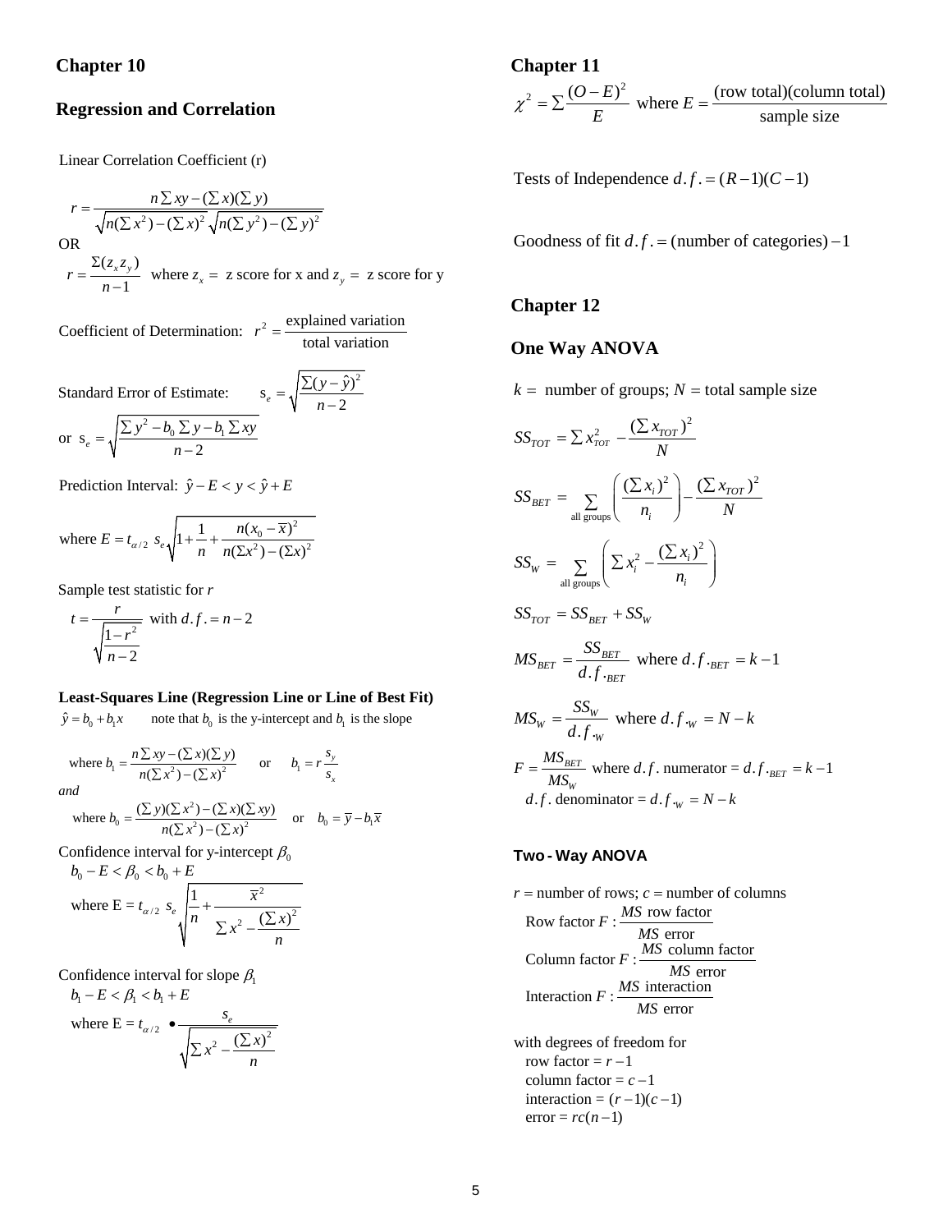## Chapter 10

## Regression and Correlation

Linear Correlation Coefficient (r)

$$r = \frac{n\sum xy - (\sum x)(\sum y)}{\sqrt{n(\sum x^2) - (\sum x)^2}\sqrt{n(\sum y^2) - (\sum y)^2}}$$

OR

$$r = \frac{\Sigma(z_x z_y)}{n-1} \quad \text{where } z_x = \text{ z score for x and } z_y = \text{ z score for y}$$

Coefficient of Determination: $r^2 = \dfrac{\text{explained variation}}{\text{total variation}}$

Standard Error of Estimate: $s_e = \sqrt{\dfrac{\Sigma(y-\hat{y})^2}{n-2}}$

or $s_e = \sqrt{\dfrac{\sum y^2 - b_0\sum y - b_1\sum xy}{n-2}}$

Prediction Interval: $\hat{y} - E < y < \hat{y} + E$

where $E = t_{\alpha/2}\ s_e\sqrt{1 + \dfrac{1}{n} + \dfrac{n(x_0 - \overline{x})^2}{n(\Sigma x^2) - (\Sigma x)^2}}$

Sample test statistic for *r*

$$t = \frac{r}{\sqrt{\dfrac{1-r^2}{n-2}}} \quad \text{with } d.f. = n-2$$

**Least-Squares Line (Regression Line or Line of Best Fit)**

$\hat{y} = b_0 + b_1 x$ note that $b_0$ is the y-intercept and $b_1$ is the slope

where $b_1 = \dfrac{n\sum xy - (\sum x)(\sum y)}{n(\sum x^2) - (\sum x)^2}$ or $b_1 = r\dfrac{s_y}{s_x}$

*and*

where $b_0 = \dfrac{(\sum y)(\sum x^2) - (\sum x)(\sum xy)}{n(\sum x^2) - (\sum x)^2}$ or $b_0 = \overline{y} - b_1\overline{x}$

Confidence interval for y-intercept $\beta_0$

$b_0 - E < \beta_0 < b_0 + E$

where $E = t_{\alpha/2}\ s_e\sqrt{\dfrac{1}{n} + \dfrac{\overline{x}^2}{\sum x^2 - \dfrac{(\sum x)^2}{n}}}$

Confidence interval for slope $\beta_1$

$b_1 - E < \beta_1 < b_1 + E$

where $E = t_{\alpha/2} \bullet \dfrac{s_e}{\sqrt{\sum x^2 - \dfrac{(\sum x)^2}{n}}}$

## Chapter 11

$$\chi^2 = \sum\frac{(O-E)^2}{E} \quad \text{where } E = \frac{\text{(row total)(column total)}}{\text{sample size}}$$

Tests of Independence $d.f. = (R-1)(C-1)$

Goodness of fit $d.f. = (\text{number of categories}) - 1$

## Chapter 12

## One Way ANOVA

$k =$ number of groups; $N =$ total sample size

$$SS_{TOT} = \sum x_{TOT}^2 - \frac{(\sum x_{TOT})^2}{N}$$

$$SS_{BET} = \sum_{\text{all groups}}\left(\frac{(\sum x_i)^2}{n_i}\right) - \frac{(\sum x_{TOT})^2}{N}$$

$$SS_W = \sum_{\text{all groups}}\left(\sum x_i^2 - \frac{(\sum x_i)^2}{n_i}\right)$$

$$SS_{TOT} = SS_{BET} + SS_W$$

$$MS_{BET} = \frac{SS_{BET}}{d.f._{BET}} \quad \text{where } d.f._{BET} = k-1$$

$$MS_W = \frac{SS_W}{d.f._W} \quad \text{where } d.f._W = N-k$$

$F = \dfrac{MS_{BET}}{MS_W}$ where $d.f.$ numerator = $d.f._{BET} = k-1$

$d.f.$ denominator = $d.f._W = N-k$

### Two-Way ANOVA

$r =$ number of rows; $c =$ number of columns

Row factor $F$ : $\dfrac{MS \text{ row factor}}{MS \text{ error}}$

Column factor $F$ : $\dfrac{MS \text{ column factor}}{MS \text{ error}}$

Interaction $F$ : $\dfrac{MS \text{ interaction}}{MS \text{ error}}$

with degrees of freedom for

row factor = $r-1$

column factor = $c-1$

interaction = $(r-1)(c-1)$

error = $rc(n-1)$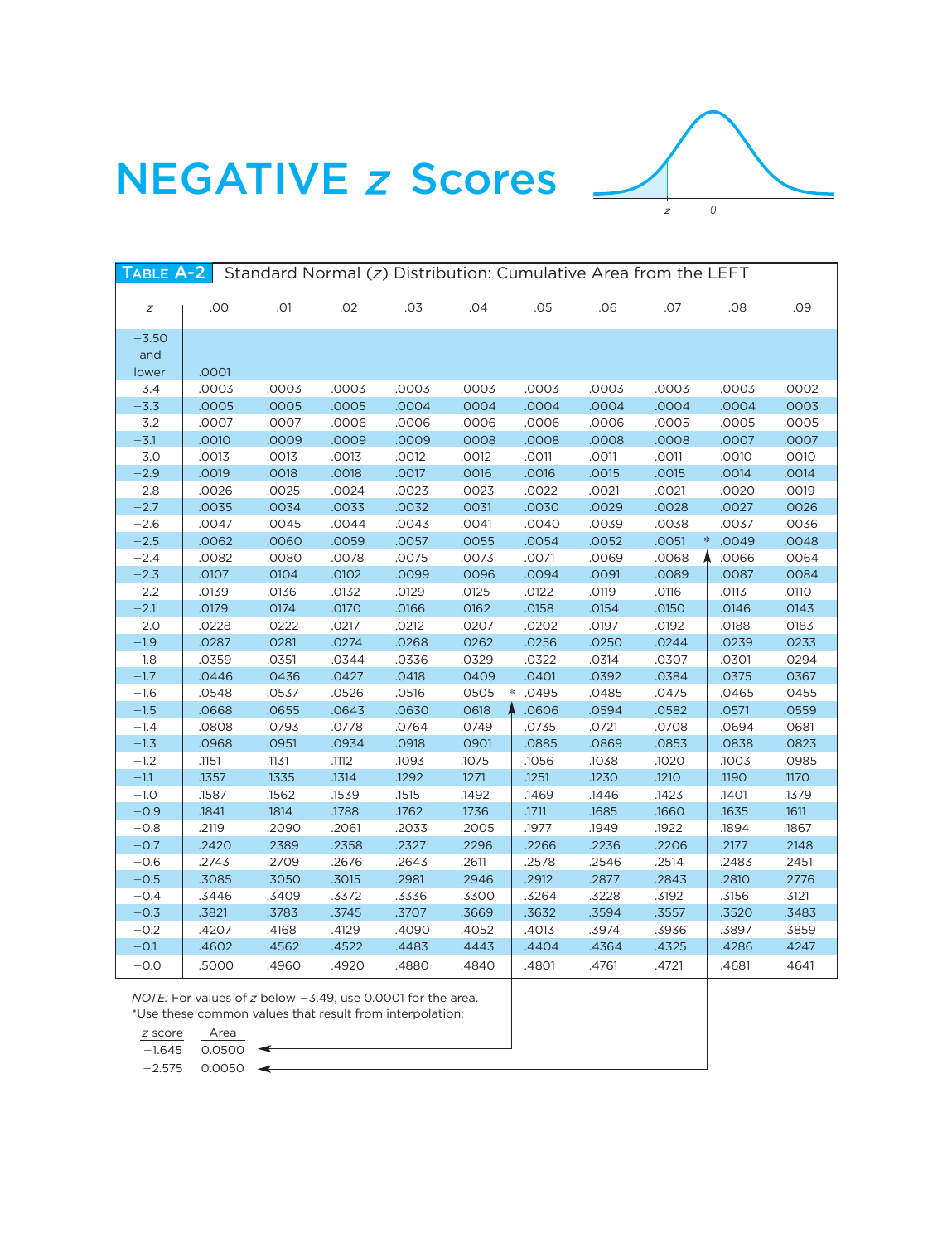# NEGATIVE $z$ Scores

**TABLE A-2** Standard Normal ($z$) Distribution: Cumulative Area from the LEFT

| $z$ | .00 | .01 | .02 | .03 | .04 | .05 | .06 | .07 | .08 | .09 |
|---|---|---|---|---|---|---|---|---|---|---|
| −3.50 and lower | .0001 | | | | | | | | | |
| −3.4 | .0003 | .0003 | .0003 | .0003 | .0003 | .0003 | .0003 | .0003 | .0003 | .0002 |
| −3.3 | .0005 | .0005 | .0005 | .0004 | .0004 | .0004 | .0004 | .0004 | .0004 | .0003 |
| −3.2 | .0007 | .0007 | .0006 | .0006 | .0006 | .0006 | .0006 | .0005 | .0005 | .0005 |
| −3.1 | .0010 | .0009 | .0009 | .0009 | .0008 | .0008 | .0008 | .0008 | .0007 | .0007 |
| −3.0 | .0013 | .0013 | .0013 | .0012 | .0012 | .0011 | .0011 | .0011 | .0010 | .0010 |
| −2.9 | .0019 | .0018 | .0018 | .0017 | .0016 | .0016 | .0015 | .0015 | .0014 | .0014 |
| −2.8 | .0026 | .0025 | .0024 | .0023 | .0023 | .0022 | .0021 | .0021 | .0020 | .0019 |
| −2.7 | .0035 | .0034 | .0033 | .0032 | .0031 | .0030 | .0029 | .0028 | .0027 | .0026 |
| −2.6 | .0047 | .0045 | .0044 | .0043 | .0041 | .0040 | .0039 | .0038 | .0037 | .0036 |
| −2.5 | .0062 | .0060 | .0059 | .0057 | .0055 | .0054 | .0052 | .0051 | * .0049 | .0048 |
| −2.4 | .0082 | .0080 | .0078 | .0075 | .0073 | .0071 | .0069 | .0068 | .0066 | .0064 |
| −2.3 | .0107 | .0104 | .0102 | .0099 | .0096 | .0094 | .0091 | .0089 | .0087 | .0084 |
| −2.2 | .0139 | .0136 | .0132 | .0129 | .0125 | .0122 | .0119 | .0116 | .0113 | .0110 |
| −2.1 | .0179 | .0174 | .0170 | .0166 | .0162 | .0158 | .0154 | .0150 | .0146 | .0143 |
| −2.0 | .0228 | .0222 | .0217 | .0212 | .0207 | .0202 | .0197 | .0192 | .0188 | .0183 |
| −1.9 | .0287 | .0281 | .0274 | .0268 | .0262 | .0256 | .0250 | .0244 | .0239 | .0233 |
| −1.8 | .0359 | .0351 | .0344 | .0336 | .0329 | .0322 | .0314 | .0307 | .0301 | .0294 |
| −1.7 | .0446 | .0436 | .0427 | .0418 | .0409 | .0401 | .0392 | .0384 | .0375 | .0367 |
| −1.6 | .0548 | .0537 | .0526 | .0516 | .0505 | * .0495 | .0485 | .0475 | .0465 | .0455 |
| −1.5 | .0668 | .0655 | .0643 | .0630 | .0618 | .0606 | .0594 | .0582 | .0571 | .0559 |
| −1.4 | .0808 | .0793 | .0778 | .0764 | .0749 | .0735 | .0721 | .0708 | .0694 | .0681 |
| −1.3 | .0968 | .0951 | .0934 | .0918 | .0901 | .0885 | .0869 | .0853 | .0838 | .0823 |
| −1.2 | .1151 | .1131 | .1112 | .1093 | .1075 | .1056 | .1038 | .1020 | .1003 | .0985 |
| −1.1 | .1357 | .1335 | .1314 | .1292 | .1271 | .1251 | .1230 | .1210 | .1190 | .1170 |
| −1.0 | .1587 | .1562 | .1539 | .1515 | .1492 | .1469 | .1446 | .1423 | .1401 | .1379 |
| −0.9 | .1841 | .1814 | .1788 | .1762 | .1736 | .1711 | .1685 | .1660 | .1635 | .1611 |
| −0.8 | .2119 | .2090 | .2061 | .2033 | .2005 | .1977 | .1949 | .1922 | .1894 | .1867 |
| −0.7 | .2420 | .2389 | .2358 | .2327 | .2296 | .2266 | .2236 | .2206 | .2177 | .2148 |
| −0.6 | .2743 | .2709 | .2676 | .2643 | .2611 | .2578 | .2546 | .2514 | .2483 | .2451 |
| −0.5 | .3085 | .3050 | .3015 | .2981 | .2946 | .2912 | .2877 | .2843 | .2810 | .2776 |
| −0.4 | .3446 | .3409 | .3372 | .3336 | .3300 | .3264 | .3228 | .3192 | .3156 | .3121 |
| −0.3 | .3821 | .3783 | .3745 | .3707 | .3669 | .3632 | .3594 | .3557 | .3520 | .3483 |
| −0.2 | .4207 | .4168 | .4129 | .4090 | .4052 | .4013 | .3974 | .3936 | .3897 | .3859 |
| −0.1 | .4602 | .4562 | .4522 | .4483 | .4443 | .4404 | .4364 | .4325 | .4286 | .4247 |
| −0.0 | .5000 | .4960 | .4920 | .4880 | .4840 | .4801 | .4761 | .4721 | .4681 | .4641 |

*NOTE:* For values of $z$ below −3.49, use 0.0001 for the area.
*Use these common values that result from interpolation:

| $z$ score | Area |
|---|---|
| −1.645 | 0.0500 |
| −2.575 | 0.0050 |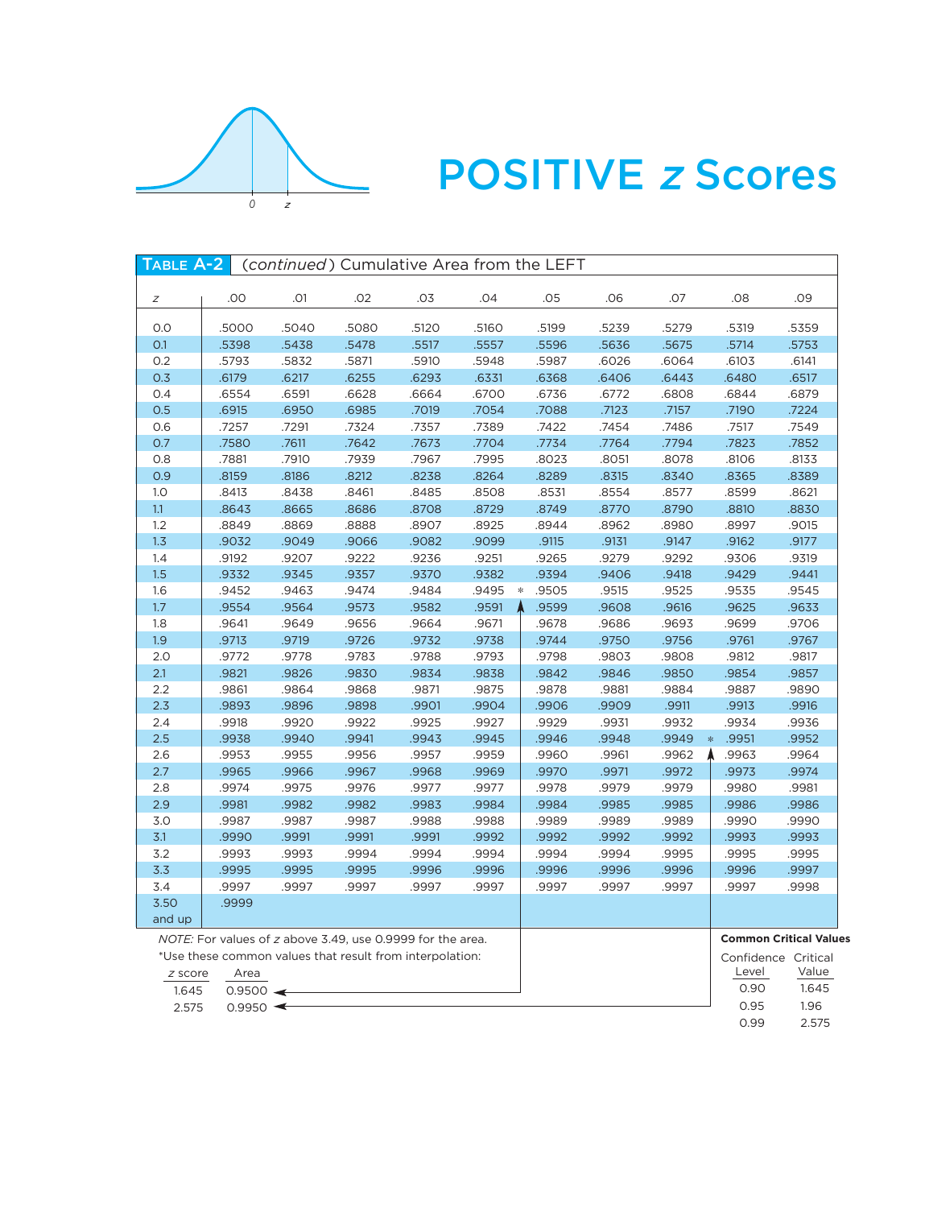# POSITIVE $z$ Scores

**TABLE A-2** (*continued*) Cumulative Area from the LEFT

| $z$ | .00 | .01 | .02 | .03 | .04 | .05 | .06 | .07 | .08 | .09 |
|---|---|---|---|---|---|---|---|---|---|---|
| 0.0 | .5000 | .5040 | .5080 | .5120 | .5160 | .5199 | .5239 | .5279 | .5319 | .5359 |
| 0.1 | .5398 | .5438 | .5478 | .5517 | .5557 | .5596 | .5636 | .5675 | .5714 | .5753 |
| 0.2 | .5793 | .5832 | .5871 | .5910 | .5948 | .5987 | .6026 | .6064 | .6103 | .6141 |
| 0.3 | .6179 | .6217 | .6255 | .6293 | .6331 | .6368 | .6406 | .6443 | .6480 | .6517 |
| 0.4 | .6554 | .6591 | .6628 | .6664 | .6700 | .6736 | .6772 | .6808 | .6844 | .6879 |
| 0.5 | .6915 | .6950 | .6985 | .7019 | .7054 | .7088 | .7123 | .7157 | .7190 | .7224 |
| 0.6 | .7257 | .7291 | .7324 | .7357 | .7389 | .7422 | .7454 | .7486 | .7517 | .7549 |
| 0.7 | .7580 | .7611 | .7642 | .7673 | .7704 | .7734 | .7764 | .7794 | .7823 | .7852 |
| 0.8 | .7881 | .7910 | .7939 | .7967 | .7995 | .8023 | .8051 | .8078 | .8106 | .8133 |
| 0.9 | .8159 | .8186 | .8212 | .8238 | .8264 | .8289 | .8315 | .8340 | .8365 | .8389 |
| 1.0 | .8413 | .8438 | .8461 | .8485 | .8508 | .8531 | .8554 | .8577 | .8599 | .8621 |
| 1.1 | .8643 | .8665 | .8686 | .8708 | .8729 | .8749 | .8770 | .8790 | .8810 | .8830 |
| 1.2 | .8849 | .8869 | .8888 | .8907 | .8925 | .8944 | .8962 | .8980 | .8997 | .9015 |
| 1.3 | .9032 | .9049 | .9066 | .9082 | .9099 | .9115 | .9131 | .9147 | .9162 | .9177 |
| 1.4 | .9192 | .9207 | .9222 | .9236 | .9251 | .9265 | .9279 | .9292 | .9306 | .9319 |
| 1.5 | .9332 | .9345 | .9357 | .9370 | .9382 | .9394 | .9406 | .9418 | .9429 | .9441 |
| 1.6 | .9452 | .9463 | .9474 | .9484 | .9495 * | .9505 | .9515 | .9525 | .9535 | .9545 |
| 1.7 | .9554 | .9564 | .9573 | .9582 | .9591 | .9599 | .9608 | .9616 | .9625 | .9633 |
| 1.8 | .9641 | .9649 | .9656 | .9664 | .9671 | .9678 | .9686 | .9693 | .9699 | .9706 |
| 1.9 | .9713 | .9719 | .9726 | .9732 | .9738 | .9744 | .9750 | .9756 | .9761 | .9767 |
| 2.0 | .9772 | .9778 | .9783 | .9788 | .9793 | .9798 | .9803 | .9808 | .9812 | .9817 |
| 2.1 | .9821 | .9826 | .9830 | .9834 | .9838 | .9842 | .9846 | .9850 | .9854 | .9857 |
| 2.2 | .9861 | .9864 | .9868 | .9871 | .9875 | .9878 | .9881 | .9884 | .9887 | .9890 |
| 2.3 | .9893 | .9896 | .9898 | .9901 | .9904 | .9906 | .9909 | .9911 | .9913 | .9916 |
| 2.4 | .9918 | .9920 | .9922 | .9925 | .9927 | .9929 | .9931 | .9932 | .9934 | .9936 |
| 2.5 | .9938 | .9940 | .9941 | .9943 | .9945 | .9946 | .9948 | .9949 * | .9951 | .9952 |
| 2.6 | .9953 | .9955 | .9956 | .9957 | .9959 | .9960 | .9961 | .9962 | .9963 | .9964 |
| 2.7 | .9965 | .9966 | .9967 | .9968 | .9969 | .9970 | .9971 | .9972 | .9973 | .9974 |
| 2.8 | .9974 | .9975 | .9976 | .9977 | .9977 | .9978 | .9979 | .9979 | .9980 | .9981 |
| 2.9 | .9981 | .9982 | .9982 | .9983 | .9984 | .9984 | .9985 | .9985 | .9986 | .9986 |
| 3.0 | .9987 | .9987 | .9987 | .9988 | .9988 | .9989 | .9989 | .9989 | .9990 | .9990 |
| 3.1 | .9990 | .9991 | .9991 | .9991 | .9992 | .9992 | .9992 | .9992 | .9993 | .9993 |
| 3.2 | .9993 | .9993 | .9994 | .9994 | .9994 | .9994 | .9994 | .9995 | .9995 | .9995 |
| 3.3 | .9995 | .9995 | .9995 | .9996 | .9996 | .9996 | .9996 | .9996 | .9996 | .9997 |
| 3.4 | .9997 | .9997 | .9997 | .9997 | .9997 | .9997 | .9997 | .9997 | .9997 | .9998 |
| 3.50 and up | .9999 | | | | | | | | | |

*NOTE:* For values of $z$ above 3.49, use 0.9999 for the area.

*Use these common values that result from interpolation:

| $z$ score | Area |
|---|---|
| 1.645 | 0.9500 |
| 2.575 | 0.9950 |

**Common Critical Values**

| Confidence Level | Critical Value |
|---|---|
| 0.90 | 1.645 |
| 0.95 | 1.96 |
| 0.99 | 2.575 |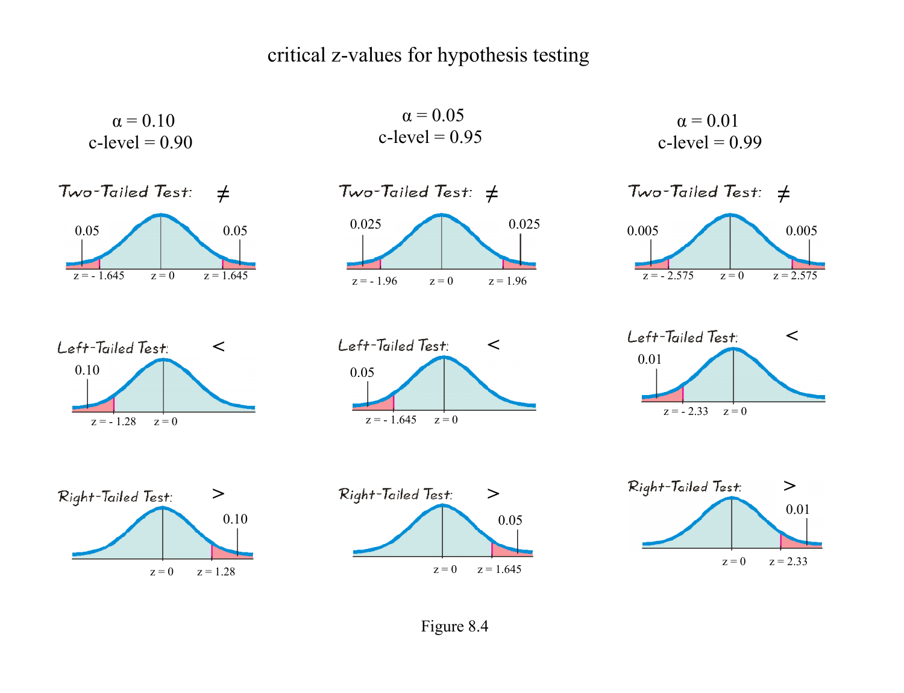critical z-values for hypothesis testing

| | $\alpha = 0.10$, c-level = 0.90 | $\alpha = 0.05$, c-level = 0.95 | $\alpha = 0.01$, c-level = 0.99 |
|---|---|---|---|
| Two-Tailed Test: $\neq$ | 0.05 and 0.05; $z = -1.645$, $z = 0$, $z = 1.645$ | 0.025 and 0.025; $z = -1.96$, $z = 0$, $z = 1.96$ | 0.005 and 0.005; $z = -2.575$, $z = 0$, $z = 2.575$ |
| Left-Tailed Test: $<$ | 0.10; $z = -1.28$, $z = 0$ | 0.05; $z = -1.645$, $z = 0$ | 0.01; $z = -2.33$, $z = 0$ |
| Right-Tailed Test: $>$ | 0.10; $z = 0$, $z = 1.28$ | 0.05; $z = 0$, $z = 1.645$ | 0.01; $z = 0$, $z = 2.33$ |

Figure 8.4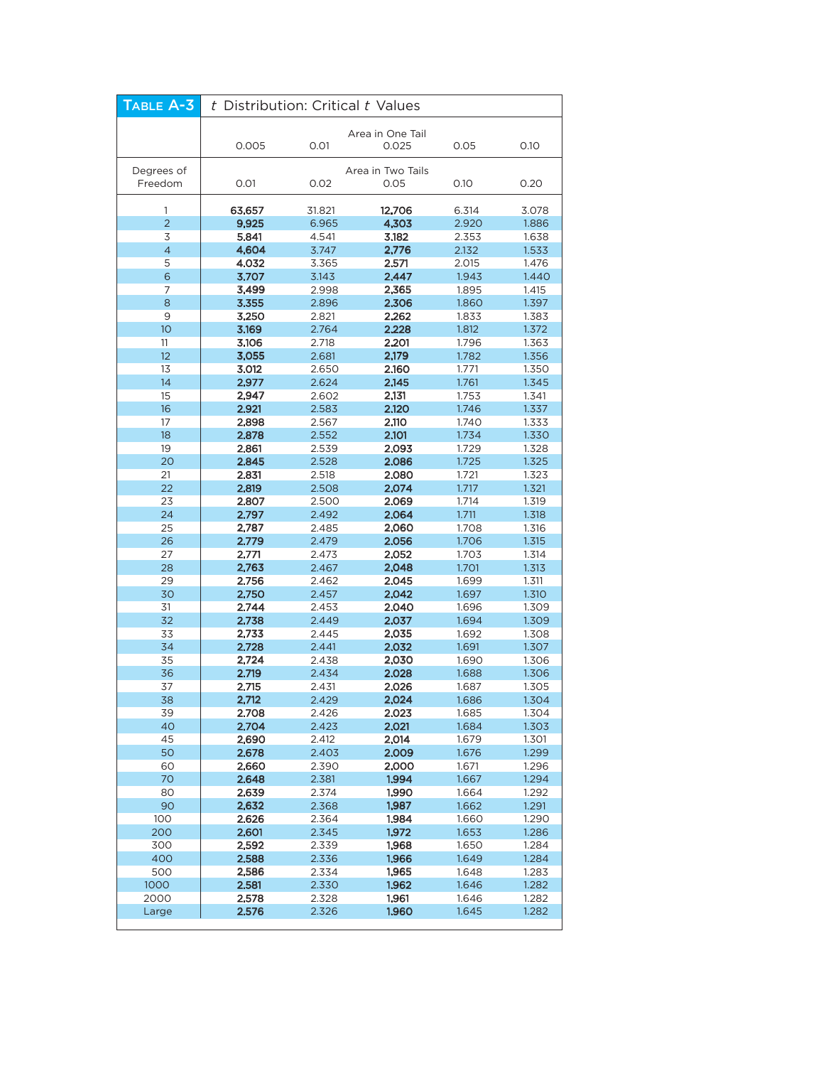**Table A-3** *t* Distribution: Critical *t* Values

| | Area in One Tail | | | | |
|---|---|---|---|---|---|
| | 0.005 | 0.01 | 0.025 | 0.05 | 0.10 |
| | Area in Two Tails | | | | |
| Degrees of Freedom | 0.01 | 0.02 | 0.05 | 0.10 | 0.20 |
| 1 | **63.657** | 31.821 | **12.706** | 6.314 | 3.078 |
| 2 | **9.925** | 6.965 | **4.303** | 2.920 | 1.886 |
| 3 | **5.841** | 4.541 | **3.182** | 2.353 | 1.638 |
| 4 | **4.604** | 3.747 | **2.776** | 2.132 | 1.533 |
| 5 | **4.032** | 3.365 | **2.571** | 2.015 | 1.476 |
| 6 | **3.707** | 3.143 | **2.447** | 1.943 | 1.440 |
| 7 | **3.499** | 2.998 | **2.365** | 1.895 | 1.415 |
| 8 | **3.355** | 2.896 | **2.306** | 1.860 | 1.397 |
| 9 | **3.250** | 2.821 | **2.262** | 1.833 | 1.383 |
| 10 | **3.169** | 2.764 | **2.228** | 1.812 | 1.372 |
| 11 | **3.106** | 2.718 | **2.201** | 1.796 | 1.363 |
| 12 | **3.055** | 2.681 | **2.179** | 1.782 | 1.356 |
| 13 | **3.012** | 2.650 | **2.160** | 1.771 | 1.350 |
| 14 | **2.977** | 2.624 | **2.145** | 1.761 | 1.345 |
| 15 | **2.947** | 2.602 | **2.131** | 1.753 | 1.341 |
| 16 | **2.921** | 2.583 | **2.120** | 1.746 | 1.337 |
| 17 | **2.898** | 2.567 | **2.110** | 1.740 | 1.333 |
| 18 | **2.878** | 2.552 | **2.101** | 1.734 | 1.330 |
| 19 | **2.861** | 2.539 | **2.093** | 1.729 | 1.328 |
| 20 | **2.845** | 2.528 | **2.086** | 1.725 | 1.325 |
| 21 | **2.831** | 2.518 | **2.080** | 1.721 | 1.323 |
| 22 | **2.819** | 2.508 | **2.074** | 1.717 | 1.321 |
| 23 | **2.807** | 2.500 | **2.069** | 1.714 | 1.319 |
| 24 | **2.797** | 2.492 | **2.064** | 1.711 | 1.318 |
| 25 | **2.787** | 2.485 | **2.060** | 1.708 | 1.316 |
| 26 | **2.779** | 2.479 | **2.056** | 1.706 | 1.315 |
| 27 | **2.771** | 2.473 | **2.052** | 1.703 | 1.314 |
| 28 | **2.763** | 2.467 | **2.048** | 1.701 | 1.313 |
| 29 | **2.756** | 2.462 | **2.045** | 1.699 | 1.311 |
| 30 | **2.750** | 2.457 | **2.042** | 1.697 | 1.310 |
| 31 | **2.744** | 2.453 | **2.040** | 1.696 | 1.309 |
| 32 | **2.738** | 2.449 | **2.037** | 1.694 | 1.309 |
| 33 | **2.733** | 2.445 | **2.035** | 1.692 | 1.308 |
| 34 | **2.728** | 2.441 | **2.032** | 1.691 | 1.307 |
| 35 | **2.724** | 2.438 | **2.030** | 1.690 | 1.306 |
| 36 | **2.719** | 2.434 | **2.028** | 1.688 | 1.306 |
| 37 | **2.715** | 2.431 | **2.026** | 1.687 | 1.305 |
| 38 | **2.712** | 2.429 | **2.024** | 1.686 | 1.304 |
| 39 | **2.708** | 2.426 | **2.023** | 1.685 | 1.304 |
| 40 | **2.704** | 2.423 | **2.021** | 1.684 | 1.303 |
| 45 | **2.690** | 2.412 | **2.014** | 1.679 | 1.301 |
| 50 | **2.678** | 2.403 | **2.009** | 1.676 | 1.299 |
| 60 | **2.660** | 2.390 | **2.000** | 1.671 | 1.296 |
| 70 | **2.648** | 2.381 | **1.994** | 1.667 | 1.294 |
| 80 | **2.639** | 2.374 | **1.990** | 1.664 | 1.292 |
| 90 | **2.632** | 2.368 | **1.987** | 1.662 | 1.291 |
| 100 | **2.626** | 2.364 | **1.984** | 1.660 | 1.290 |
| 200 | **2.601** | 2.345 | **1.972** | 1.653 | 1.286 |
| 300 | **2.592** | 2.339 | **1.968** | 1.650 | 1.284 |
| 400 | **2.588** | 2.336 | **1.966** | 1.649 | 1.284 |
| 500 | **2.586** | 2.334 | **1.965** | 1.648 | 1.283 |
| 1000 | **2.581** | 2.330 | **1.962** | 1.646 | 1.282 |
| 2000 | **2.578** | 2.328 | **1.961** | 1.646 | 1.282 |
| Large | **2.576** | 2.326 | **1.960** | 1.645 | 1.282 |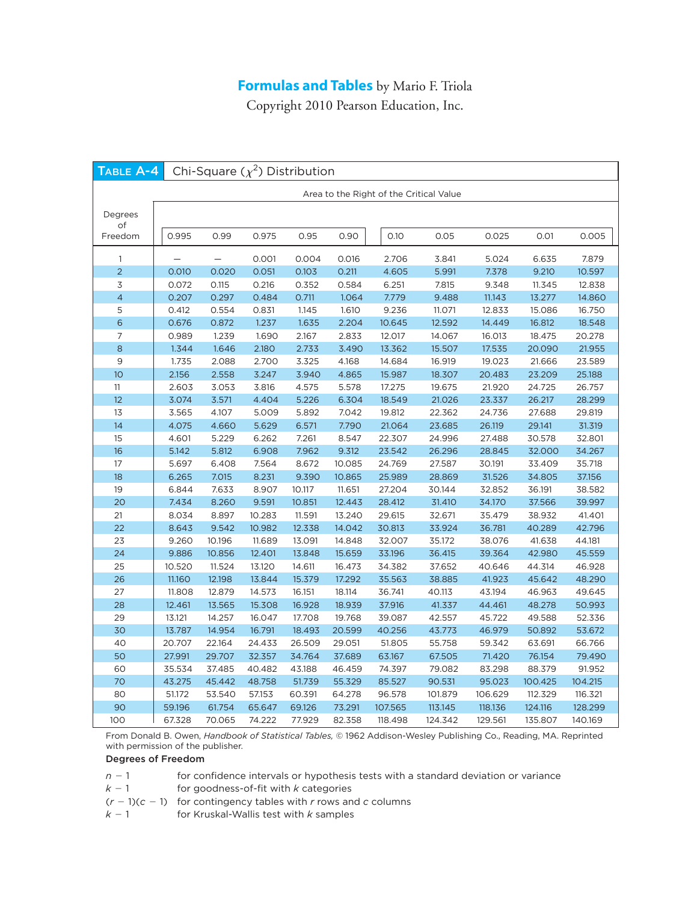# Formulas and Tables by Mario F. Triola

Copyright 2010 Pearson Education, Inc.

## TABLE A-4 Chi-Square ($\chi^2$) Distribution

| Degrees of Freedom | Area to the Right of the Critical Value | | | | | | | | | |
|---|---|---|---|---|---|---|---|---|---|---|
| | 0.995 | 0.99 | 0.975 | 0.95 | 0.90 | 0.10 | 0.05 | 0.025 | 0.01 | 0.005 |
| 1 | — | — | 0.001 | 0.004 | 0.016 | 2.706 | 3.841 | 5.024 | 6.635 | 7.879 |
| 2 | 0.010 | 0.020 | 0.051 | 0.103 | 0.211 | 4.605 | 5.991 | 7.378 | 9.210 | 10.597 |
| 3 | 0.072 | 0.115 | 0.216 | 0.352 | 0.584 | 6.251 | 7.815 | 9.348 | 11.345 | 12.838 |
| 4 | 0.207 | 0.297 | 0.484 | 0.711 | 1.064 | 7.779 | 9.488 | 11.143 | 13.277 | 14.860 |
| 5 | 0.412 | 0.554 | 0.831 | 1.145 | 1.610 | 9.236 | 11.071 | 12.833 | 15.086 | 16.750 |
| 6 | 0.676 | 0.872 | 1.237 | 1.635 | 2.204 | 10.645 | 12.592 | 14.449 | 16.812 | 18.548 |
| 7 | 0.989 | 1.239 | 1.690 | 2.167 | 2.833 | 12.017 | 14.067 | 16.013 | 18.475 | 20.278 |
| 8 | 1.344 | 1.646 | 2.180 | 2.733 | 3.490 | 13.362 | 15.507 | 17.535 | 20.090 | 21.955 |
| 9 | 1.735 | 2.088 | 2.700 | 3.325 | 4.168 | 14.684 | 16.919 | 19.023 | 21.666 | 23.589 |
| 10 | 2.156 | 2.558 | 3.247 | 3.940 | 4.865 | 15.987 | 18.307 | 20.483 | 23.209 | 25.188 |
| 11 | 2.603 | 3.053 | 3.816 | 4.575 | 5.578 | 17.275 | 19.675 | 21.920 | 24.725 | 26.757 |
| 12 | 3.074 | 3.571 | 4.404 | 5.226 | 6.304 | 18.549 | 21.026 | 23.337 | 26.217 | 28.299 |
| 13 | 3.565 | 4.107 | 5.009 | 5.892 | 7.042 | 19.812 | 22.362 | 24.736 | 27.688 | 29.819 |
| 14 | 4.075 | 4.660 | 5.629 | 6.571 | 7.790 | 21.064 | 23.685 | 26.119 | 29.141 | 31.319 |
| 15 | 4.601 | 5.229 | 6.262 | 7.261 | 8.547 | 22.307 | 24.996 | 27.488 | 30.578 | 32.801 |
| 16 | 5.142 | 5.812 | 6.908 | 7.962 | 9.312 | 23.542 | 26.296 | 28.845 | 32.000 | 34.267 |
| 17 | 5.697 | 6.408 | 7.564 | 8.672 | 10.085 | 24.769 | 27.587 | 30.191 | 33.409 | 35.718 |
| 18 | 6.265 | 7.015 | 8.231 | 9.390 | 10.865 | 25.989 | 28.869 | 31.526 | 34.805 | 37.156 |
| 19 | 6.844 | 7.633 | 8.907 | 10.117 | 11.651 | 27.204 | 30.144 | 32.852 | 36.191 | 38.582 |
| 20 | 7.434 | 8.260 | 9.591 | 10.851 | 12.443 | 28.412 | 31.410 | 34.170 | 37.566 | 39.997 |
| 21 | 8.034 | 8.897 | 10.283 | 11.591 | 13.240 | 29.615 | 32.671 | 35.479 | 38.932 | 41.401 |
| 22 | 8.643 | 9.542 | 10.982 | 12.338 | 14.042 | 30.813 | 33.924 | 36.781 | 40.289 | 42.796 |
| 23 | 9.260 | 10.196 | 11.689 | 13.091 | 14.848 | 32.007 | 35.172 | 38.076 | 41.638 | 44.181 |
| 24 | 9.886 | 10.856 | 12.401 | 13.848 | 15.659 | 33.196 | 36.415 | 39.364 | 42.980 | 45.559 |
| 25 | 10.520 | 11.524 | 13.120 | 14.611 | 16.473 | 34.382 | 37.652 | 40.646 | 44.314 | 46.928 |
| 26 | 11.160 | 12.198 | 13.844 | 15.379 | 17.292 | 35.563 | 38.885 | 41.923 | 45.642 | 48.290 |
| 27 | 11.808 | 12.879 | 14.573 | 16.151 | 18.114 | 36.741 | 40.113 | 43.194 | 46.963 | 49.645 |
| 28 | 12.461 | 13.565 | 15.308 | 16.928 | 18.939 | 37.916 | 41.337 | 44.461 | 48.278 | 50.993 |
| 29 | 13.121 | 14.257 | 16.047 | 17.708 | 19.768 | 39.087 | 42.557 | 45.722 | 49.588 | 52.336 |
| 30 | 13.787 | 14.954 | 16.791 | 18.493 | 20.599 | 40.256 | 43.773 | 46.979 | 50.892 | 53.672 |
| 40 | 20.707 | 22.164 | 24.433 | 26.509 | 29.051 | 51.805 | 55.758 | 59.342 | 63.691 | 66.766 |
| 50 | 27.991 | 29.707 | 32.357 | 34.764 | 37.689 | 63.167 | 67.505 | 71.420 | 76.154 | 79.490 |
| 60 | 35.534 | 37.485 | 40.482 | 43.188 | 46.459 | 74.397 | 79.082 | 83.298 | 88.379 | 91.952 |
| 70 | 43.275 | 45.442 | 48.758 | 51.739 | 55.329 | 85.527 | 90.531 | 95.023 | 100.425 | 104.215 |
| 80 | 51.172 | 53.540 | 57.153 | 60.391 | 64.278 | 96.578 | 101.879 | 106.629 | 112.329 | 116.321 |
| 90 | 59.196 | 61.754 | 65.647 | 69.126 | 73.291 | 107.565 | 113.145 | 118.136 | 124.116 | 128.299 |
| 100 | 67.328 | 70.065 | 74.222 | 77.929 | 82.358 | 118.498 | 124.342 | 129.561 | 135.807 | 140.169 |

From Donald B. Owen, *Handbook of Statistical Tables*, © 1962 Addison-Wesley Publishing Co., Reading, MA. Reprinted with permission of the publisher.

**Degrees of Freedom**

| | |
|---|---|
| $n - 1$ | for confidence intervals or hypothesis tests with a standard deviation or variance |
| $k - 1$ | for goodness-of-fit with $k$ categories |
| $(r - 1)(c - 1)$ | for contingency tables with $r$ rows and $c$ columns |
| $k - 1$ | for Kruskal-Wallis test with $k$ samples |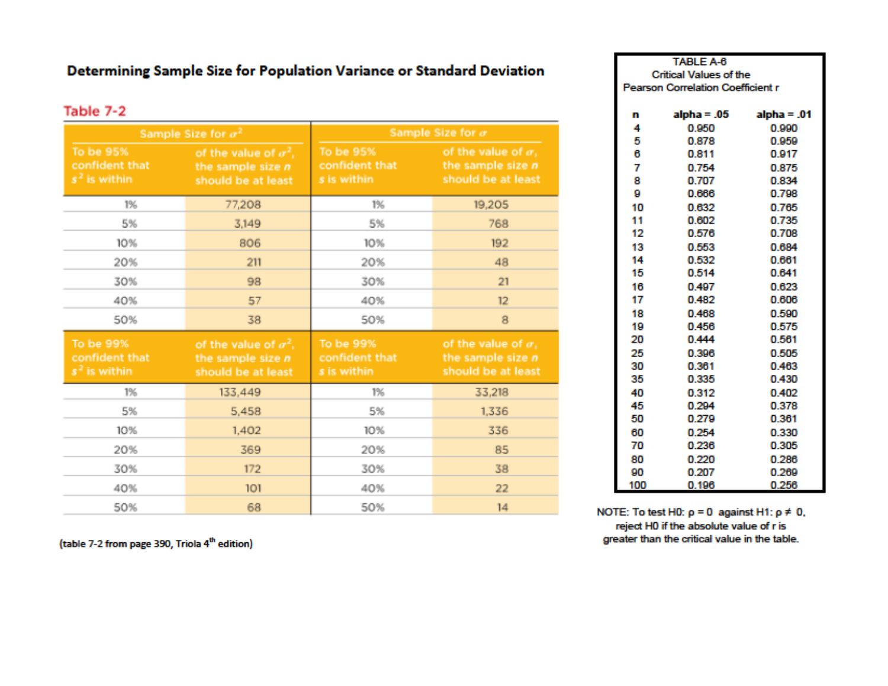## Determining Sample Size for Population Variance or Standard Deviation

**Table 7-2**

| Sample Size for $\sigma^2$ | | Sample Size for $\sigma$ | |
|---|---|---|---|
| To be 95% confident that $s^2$ is within | of the value of $\sigma^2$, the sample size $n$ should be at least | To be 95% confident that $s$ is within | of the value of $\sigma$, the sample size $n$ should be at least |
| 1% | 77,208 | 1% | 19,205 |
| 5% | 3,149 | 5% | 768 |
| 10% | 806 | 10% | 192 |
| 20% | 211 | 20% | 48 |
| 30% | 98 | 30% | 21 |
| 40% | 57 | 40% | 12 |
| 50% | 38 | 50% | 8 |
| To be 99% confident that $s^2$ is within | of the value of $\sigma^2$, the sample size $n$ should be at least | To be 99% confident that $s$ is within | of the value of $\sigma$, the sample size $n$ should be at least |
| 1% | 133,449 | 1% | 33,218 |
| 5% | 5,458 | 5% | 1,336 |
| 10% | 1,402 | 10% | 336 |
| 20% | 369 | 20% | 85 |
| 30% | 172 | 30% | 38 |
| 40% | 101 | 40% | 22 |
| 50% | 68 | 50% | 14 |

(table 7-2 from page 390, Triola 4[th] edition)

**TABLE A-6**
**Critical Values of the Pearson Correlation Coefficient r**

| n | alpha = .05 | alpha = .01 |
|---|---|---|
| 4 | 0.950 | 0.990 |
| 5 | 0.878 | 0.959 |
| 6 | 0.811 | 0.917 |
| 7 | 0.754 | 0.875 |
| 8 | 0.707 | 0.834 |
| 9 | 0.666 | 0.798 |
| 10 | 0.632 | 0.765 |
| 11 | 0.602 | 0.735 |
| 12 | 0.576 | 0.708 |
| 13 | 0.553 | 0.684 |
| 14 | 0.532 | 0.661 |
| 15 | 0.514 | 0.641 |
| 16 | 0.497 | 0.623 |
| 17 | 0.482 | 0.606 |
| 18 | 0.468 | 0.590 |
| 19 | 0.456 | 0.575 |
| 20 | 0.444 | 0.561 |
| 25 | 0.396 | 0.505 |
| 30 | 0.361 | 0.463 |
| 35 | 0.335 | 0.430 |
| 40 | 0.312 | 0.402 |
| 45 | 0.294 | 0.378 |
| 50 | 0.279 | 0.361 |
| 60 | 0.254 | 0.330 |
| 70 | 0.236 | 0.305 |
| 80 | 0.220 | 0.286 |
| 90 | 0.207 | 0.269 |
| 100 | 0.196 | 0.256 |

NOTE: To test H0: $\rho = 0$ against H1: $\rho \neq 0$, reject H0 if the absolute value of r is greater than the critical value in the table.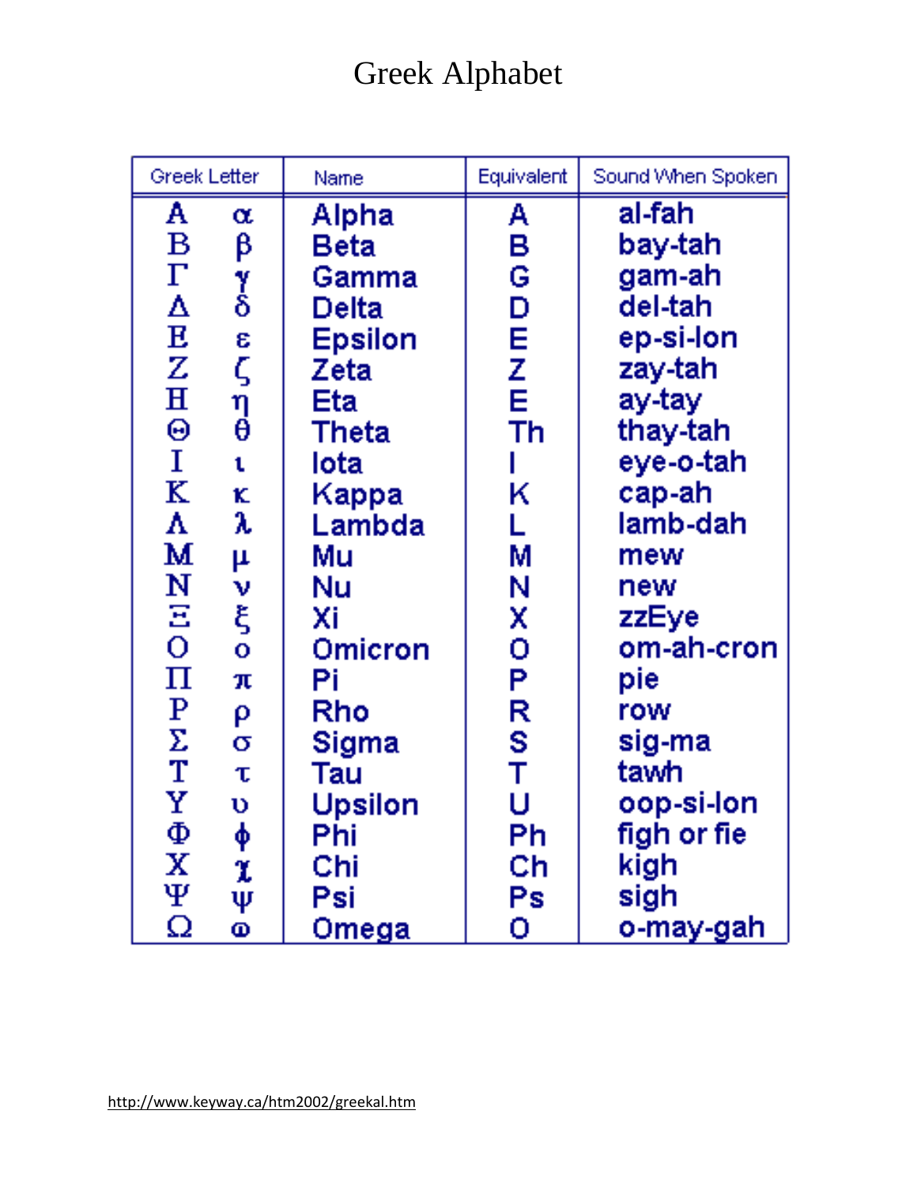# Greek Alphabet

| Greek Letter | | Name | Equivalent | Sound When Spoken |
|---|---|---|---|---|
| Α | α | Alpha | A | al-fah |
| Β | β | Beta | B | bay-tah |
| Γ | γ | Gamma | G | gam-ah |
| Δ | δ | Delta | D | del-tah |
| Ε | ε | Epsilon | E | ep-si-lon |
| Ζ | ζ | Zeta | Z | zay-tah |
| Η | η | Eta | E | ay-tay |
| Θ | θ | Theta | Th | thay-tah |
| Ι | ι | Iota | I | eye-o-tah |
| Κ | κ | Kappa | K | cap-ah |
| Λ | λ | Lambda | L | lamb-dah |
| Μ | μ | Mu | M | mew |
| Ν | ν | Nu | N | new |
| Ξ | ξ | Xi | X | zzEye |
| Ο | ο | Omicron | O | om-ah-cron |
| Π | π | Pi | P | pie |
| Ρ | ρ | Rho | R | row |
| Σ | σ | Sigma | S | sig-ma |
| Τ | τ | Tau | T | tawh |
| Υ | υ | Upsilon | U | oop-si-lon |
| Φ | φ | Phi | Ph | figh or fie |
| Χ | χ | Chi | Ch | kigh |
| Ψ | ψ | Psi | Ps | sigh |
| Ω | ω | Omega | O | o-may-gah |

http://www.keyway.ca/htm2002/greekal.htm